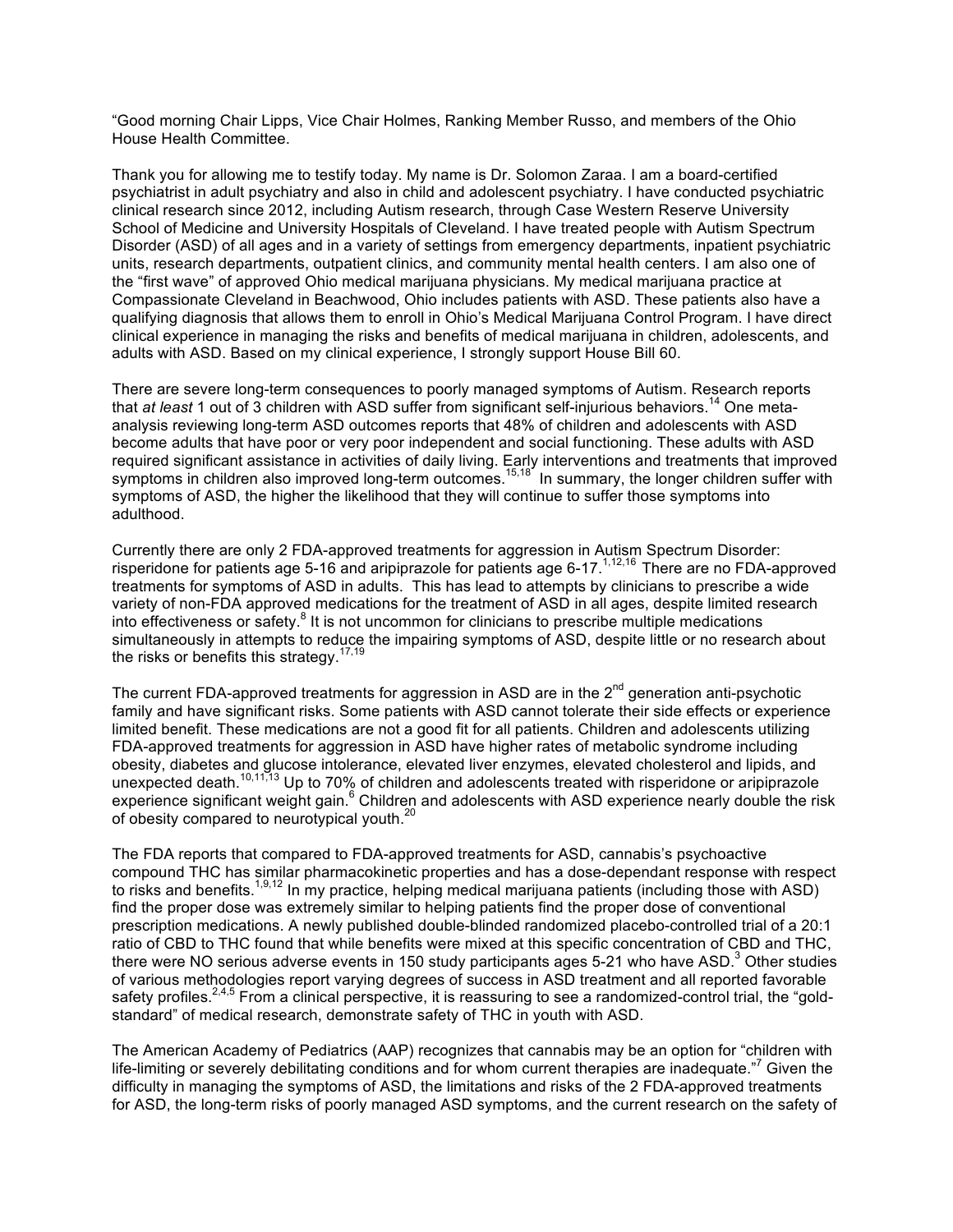"Good morning Chair Lipps, Vice Chair Holmes, Ranking Member Russo, and members of the Ohio House Health Committee.

Thank you for allowing me to testify today. My name is Dr. Solomon Zaraa. I am a board-certified psychiatrist in adult psychiatry and also in child and adolescent psychiatry. I have conducted psychiatric clinical research since 2012, including Autism research, through Case Western Reserve University School of Medicine and University Hospitals of Cleveland. I have treated people with Autism Spectrum Disorder (ASD) of all ages and in a variety of settings from emergency departments, inpatient psychiatric units, research departments, outpatient clinics, and community mental health centers. I am also one of the "first wave" of approved Ohio medical marijuana physicians. My medical marijuana practice at Compassionate Cleveland in Beachwood, Ohio includes patients with ASD. These patients also have a qualifying diagnosis that allows them to enroll in Ohio's Medical Marijuana Control Program. I have direct clinical experience in managing the risks and benefits of medical marijuana in children, adolescents, and adults with ASD. Based on my clinical experience, I strongly support House Bill 60.

There are severe long-term consequences to poorly managed symptoms of Autism. Research reports that *at least* 1 out of 3 children with ASD suffer from significant self-injurious behaviors.[14] One meta-analysis reviewing long-term ASD outcomes reports that 48% of children and adolescents with ASD become adults that have poor or very poor independent and social functioning. These adults with ASD required significant assistance in activities of daily living. Early interventions and treatments that improved symptoms in children also improved long-term outcomes.[15,18] In summary, the longer children suffer with symptoms of ASD, the higher the likelihood that they will continue to suffer those symptoms into adulthood.

Currently there are only 2 FDA-approved treatments for aggression in Autism Spectrum Disorder: risperidone for patients age 5-16 and aripiprazole for patients age 6-17.[1,12,16] There are no FDA-approved treatments for symptoms of ASD in adults. This has lead to attempts by clinicians to prescribe a wide variety of non-FDA approved medications for the treatment of ASD in all ages, despite limited research into effectiveness or safety.[8] It is not uncommon for clinicians to prescribe multiple medications simultaneously in attempts to reduce the impairing symptoms of ASD, despite little or no research about the risks or benefits this strategy.[17,19]

The current FDA-approved treatments for aggression in ASD are in the 2nd generation anti-psychotic family and have significant risks. Some patients with ASD cannot tolerate their side effects or experience limited benefit. These medications are not a good fit for all patients. Children and adolescents utilizing FDA-approved treatments for aggression in ASD have higher rates of metabolic syndrome including obesity, diabetes and glucose intolerance, elevated liver enzymes, elevated cholesterol and lipids, and unexpected death.[10,11,13] Up to 70% of children and adolescents treated with risperidone or aripiprazole experience significant weight gain.[6] Children and adolescents with ASD experience nearly double the risk of obesity compared to neurotypical youth.[20]

The FDA reports that compared to FDA-approved treatments for ASD, cannabis's psychoactive compound THC has similar pharmacokinetic properties and has a dose-dependant response with respect to risks and benefits.[1,9,12] In my practice, helping medical marijuana patients (including those with ASD) find the proper dose was extremely similar to helping patients find the proper dose of conventional prescription medications. A newly published double-blinded randomized placebo-controlled trial of a 20:1 ratio of CBD to THC found that while benefits were mixed at this specific concentration of CBD and THC, there were NO serious adverse events in 150 study participants ages 5-21 who have ASD.[3] Other studies of various methodologies report varying degrees of success in ASD treatment and all reported favorable safety profiles.[2,4,5] From a clinical perspective, it is reassuring to see a randomized-control trial, the "gold-standard" of medical research, demonstrate safety of THC in youth with ASD.

The American Academy of Pediatrics (AAP) recognizes that cannabis may be an option for "children with life-limiting or severely debilitating conditions and for whom current therapies are inadequate."[7] Given the difficulty in managing the symptoms of ASD, the limitations and risks of the 2 FDA-approved treatments for ASD, the long-term risks of poorly managed ASD symptoms, and the current research on the safety of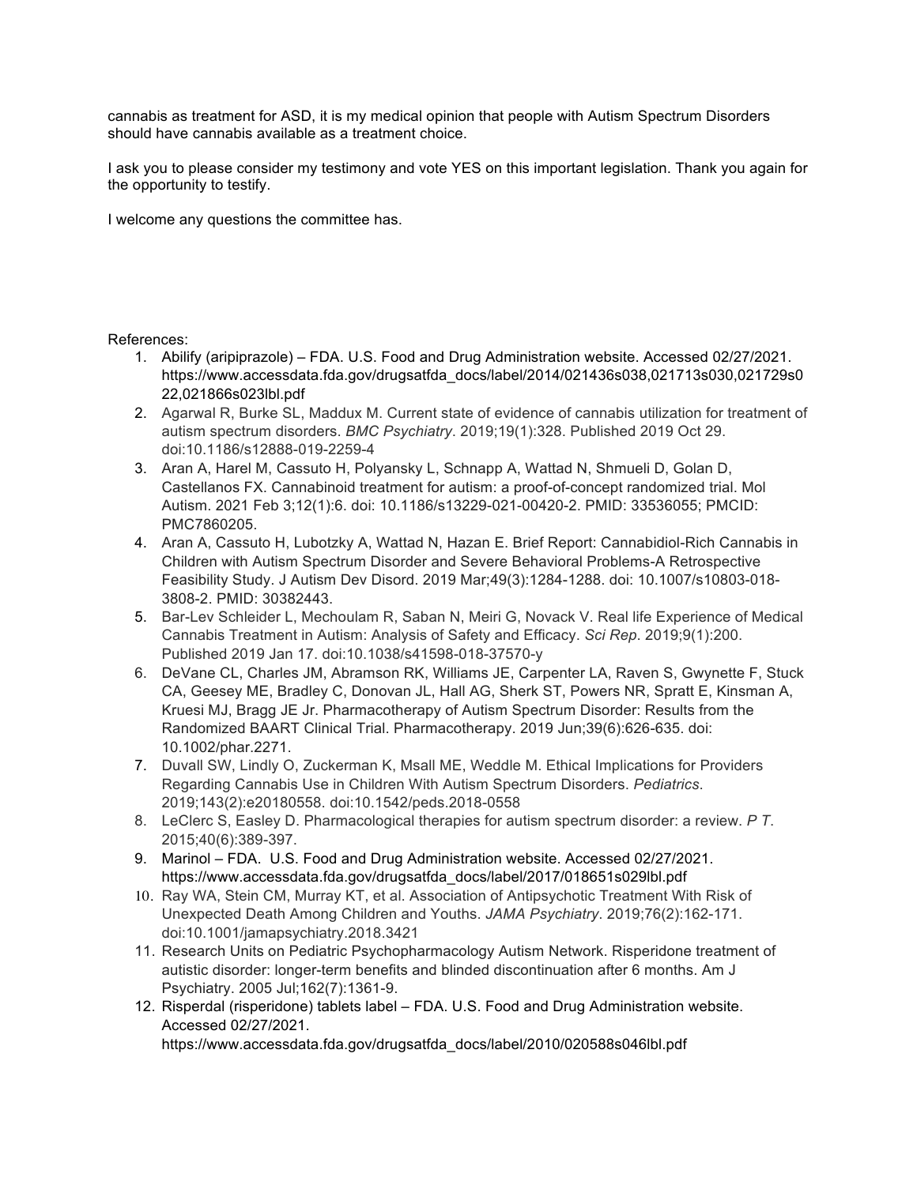cannabis as treatment for ASD, it is my medical opinion that people with Autism Spectrum Disorders should have cannabis available as a treatment choice.

I ask you to please consider my testimony and vote YES on this important legislation. Thank you again for the opportunity to testify.

I welcome any questions the committee has.

References:

1. Abilify (aripiprazole) – FDA. U.S. Food and Drug Administration website. Accessed 02/27/2021. https://www.accessdata.fda.gov/drugsatfda_docs/label/2014/021436s038,021713s030,021729s022,021866s023lbl.pdf
2. Agarwal R, Burke SL, Maddux M. Current state of evidence of cannabis utilization for treatment of autism spectrum disorders. *BMC Psychiatry*. 2019;19(1):328. Published 2019 Oct 29. doi:10.1186/s12888-019-2259-4
3. Aran A, Harel M, Cassuto H, Polyansky L, Schnapp A, Wattad N, Shmueli D, Golan D, Castellanos FX. Cannabinoid treatment for autism: a proof-of-concept randomized trial. Mol Autism. 2021 Feb 3;12(1):6. doi: 10.1186/s13229-021-00420-2. PMID: 33536055; PMCID: PMC7860205.
4. Aran A, Cassuto H, Lubotzky A, Wattad N, Hazan E. Brief Report: Cannabidiol-Rich Cannabis in Children with Autism Spectrum Disorder and Severe Behavioral Problems-A Retrospective Feasibility Study. J Autism Dev Disord. 2019 Mar;49(3):1284-1288. doi: 10.1007/s10803-018-3808-2. PMID: 30382443.
5. Bar-Lev Schleider L, Mechoulam R, Saban N, Meiri G, Novack V. Real life Experience of Medical Cannabis Treatment in Autism: Analysis of Safety and Efficacy. *Sci Rep*. 2019;9(1):200. Published 2019 Jan 17. doi:10.1038/s41598-018-37570-y
6. DeVane CL, Charles JM, Abramson RK, Williams JE, Carpenter LA, Raven S, Gwynette F, Stuck CA, Geesey ME, Bradley C, Donovan JL, Hall AG, Sherk ST, Powers NR, Spratt E, Kinsman A, Kruesi MJ, Bragg JE Jr. Pharmacotherapy of Autism Spectrum Disorder: Results from the Randomized BAART Clinical Trial. Pharmacotherapy. 2019 Jun;39(6):626-635. doi: 10.1002/phar.2271.
7. Duvall SW, Lindly O, Zuckerman K, Msall ME, Weddle M. Ethical Implications for Providers Regarding Cannabis Use in Children With Autism Spectrum Disorders. *Pediatrics*. 2019;143(2):e20180558. doi:10.1542/peds.2018-0558
8. LeClerc S, Easley D. Pharmacological therapies for autism spectrum disorder: a review. *P T*. 2015;40(6):389-397.
9. Marinol – FDA. U.S. Food and Drug Administration website. Accessed 02/27/2021. https://www.accessdata.fda.gov/drugsatfda_docs/label/2017/018651s029lbl.pdf
10. Ray WA, Stein CM, Murray KT, et al. Association of Antipsychotic Treatment With Risk of Unexpected Death Among Children and Youths. *JAMA Psychiatry*. 2019;76(2):162-171. doi:10.1001/jamapsychiatry.2018.3421
11. Research Units on Pediatric Psychopharmacology Autism Network. Risperidone treatment of autistic disorder: longer-term benefits and blinded discontinuation after 6 months. Am J Psychiatry. 2005 Jul;162(7):1361-9.
12. Risperdal (risperidone) tablets label – FDA. U.S. Food and Drug Administration website. Accessed 02/27/2021. https://www.accessdata.fda.gov/drugsatfda_docs/label/2010/020588s046lbl.pdf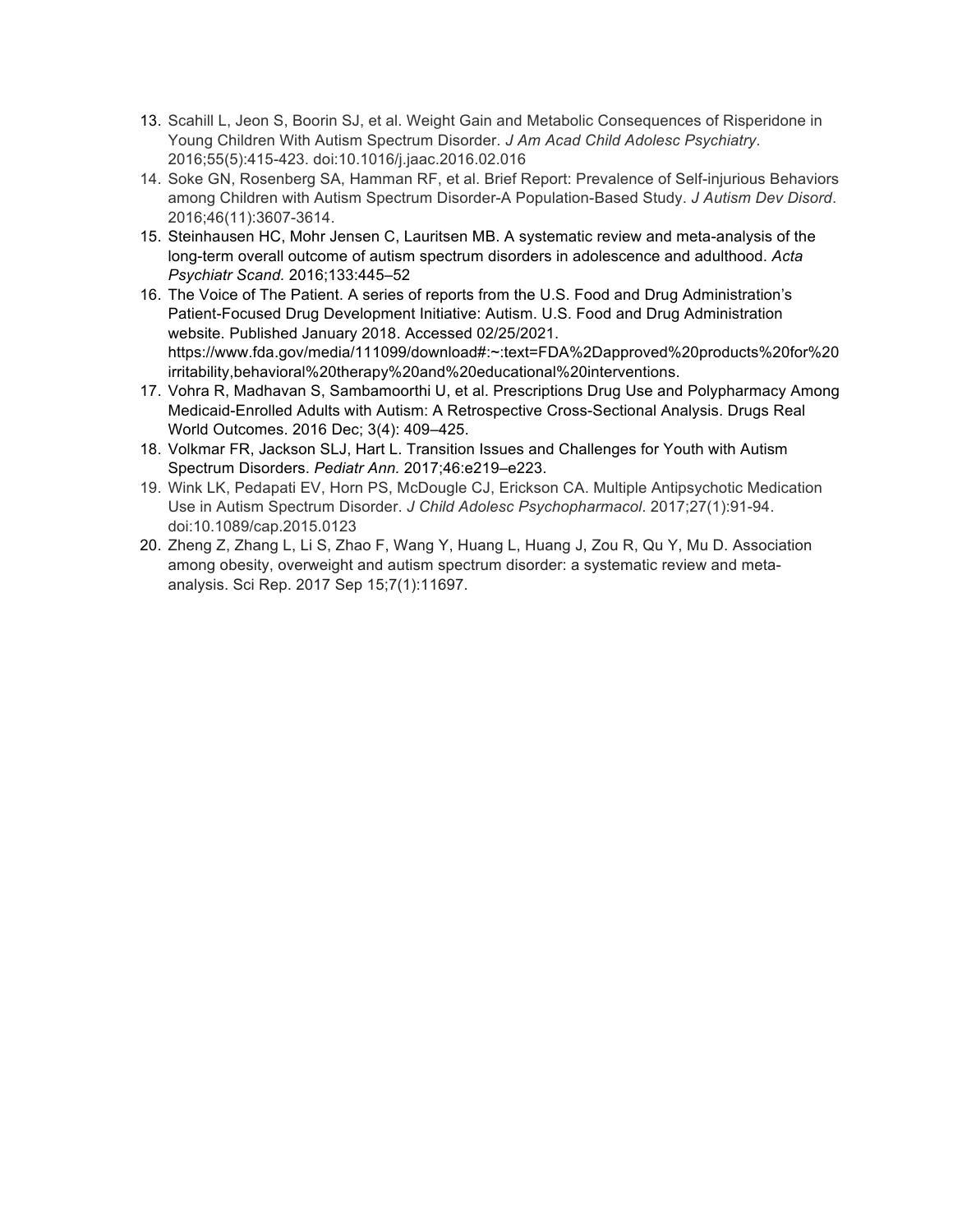13. Scahill L, Jeon S, Boorin SJ, et al. Weight Gain and Metabolic Consequences of Risperidone in Young Children With Autism Spectrum Disorder. *J Am Acad Child Adolesc Psychiatry*. 2016;55(5):415-423. doi:10.1016/j.jaac.2016.02.016
14. Soke GN, Rosenberg SA, Hamman RF, et al. Brief Report: Prevalence of Self-injurious Behaviors among Children with Autism Spectrum Disorder-A Population-Based Study. *J Autism Dev Disord*. 2016;46(11):3607-3614.
15. Steinhausen HC, Mohr Jensen C, Lauritsen MB. A systematic review and meta-analysis of the long-term overall outcome of autism spectrum disorders in adolescence and adulthood. *Acta Psychiatr Scand.* 2016;133:445–52
16. The Voice of The Patient. A series of reports from the U.S. Food and Drug Administration's Patient-Focused Drug Development Initiative: Autism. U.S. Food and Drug Administration website. Published January 2018. Accessed 02/25/2021. https://www.fda.gov/media/111099/download#:~:text=FDA%2Dapproved%20products%20for%20irritability,behavioral%20therapy%20and%20educational%20interventions.
17. Vohra R, Madhavan S, Sambamoorthi U, et al. Prescriptions Drug Use and Polypharmacy Among Medicaid-Enrolled Adults with Autism: A Retrospective Cross-Sectional Analysis. Drugs Real World Outcomes. 2016 Dec; 3(4): 409–425.
18. Volkmar FR, Jackson SLJ, Hart L. Transition Issues and Challenges for Youth with Autism Spectrum Disorders. *Pediatr Ann.* 2017;46:e219–e223.
19. Wink LK, Pedapati EV, Horn PS, McDougle CJ, Erickson CA. Multiple Antipsychotic Medication Use in Autism Spectrum Disorder. *J Child Adolesc Psychopharmacol*. 2017;27(1):91-94. doi:10.1089/cap.2015.0123
20. Zheng Z, Zhang L, Li S, Zhao F, Wang Y, Huang L, Huang J, Zou R, Qu Y, Mu D. Association among obesity, overweight and autism spectrum disorder: a systematic review and meta-analysis. Sci Rep. 2017 Sep 15;7(1):11697.